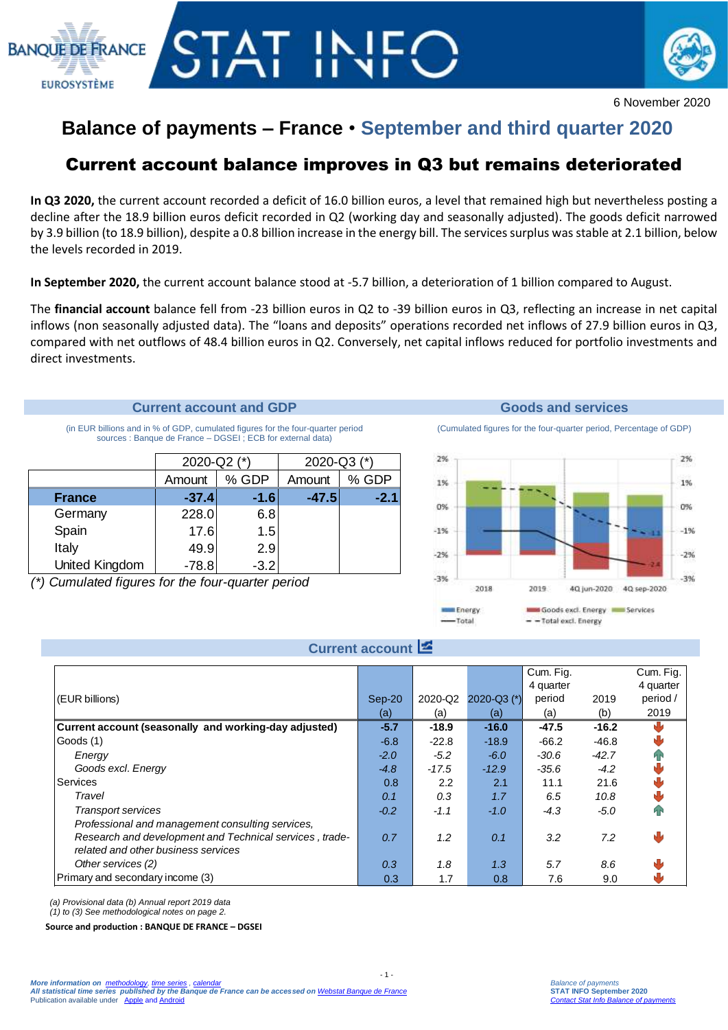6 November 2020

# Balance of payments – France • September and third quarter 2020

## Current account balance improves in Q3 but remains deteriorated

**In Q3 2020,** the current account recorded a deficit of 16.0 billion euros, a level that remained high but nevertheless posting a decline after the 18.9 billion euros deficit recorded in Q2 (working day and seasonally adjusted). The goods deficit narrowed by 3.9 billion (to 18.9 billion), despite a 0.8 billion increase in the energy bill. The services surplus was stable at 2.1 billion, below the levels recorded in 2019.

**In September 2020,** the current account balance stood at -5.7 billion, a deterioration of 1 billion compared to August.

The **financial account** balance fell from -23 billion euros in Q2 to -39 billion euros in Q3, reflecting an increase in net capital inflows (non seasonally adjusted data). The "loans and deposits" operations recorded net inflows of 27.9 billion euros in Q3, compared with net outflows of 48.4 billion euros in Q2. Conversely, net capital inflows reduced for portfolio investments and direct investments.

### Current account and GDP

(in EUR billions and in % of GDP, cumulated figures for the four-quarter period
sources : Banque de France – DGSEI ; ECB for external data)

| | 2020-Q2 (*) | | 2020-Q3 (*) | |
|---|---|---|---|---|
| | Amount | % GDP | Amount | % GDP |
| **France** | **-37.4** | **-1.6** | **-47.5** | **-2.1** |
| Germany | 228.0 | 6.8 | | |
| Spain | 17.6 | 1.5 | | |
| Italy | 49.9 | 2.9 | | |
| United Kingdom | -78.8 | -3.2 | | |

*(\*) Cumulated figures for the four-quarter period*

### Goods and services

(Cumulated figures for the four-quarter period, Percentage of GDP)

### Current account

| (EUR billions) | Sep-20 (a) | 2020-Q2 (a) | 2020-Q3 (*) (a) | Cum. Fig. 4 quarter period (a) | 2019 (b) | Cum. Fig. 4 quarter period / 2019 |
|---|---|---|---|---|---|---|
| **Current account (seasonally and working-day adjusted)** | **-5.7** | **-18.9** | **-16.0** | **-47.5** | **-16.2** | ↓ |
| Goods (1) | -6.8 | -22.8 | -18.9 | -66.2 | -46.8 | ↓ |
| *Energy* | *-2.0* | *-5.2* | *-6.0* | *-30.6* | *-42.7* | ↑ |
| *Goods excl. Energy* | *-4.8* | *-17.5* | *-12.9* | *-35.6* | *-4.2* | ↓ |
| Services | 0.8 | 2.2 | 2.1 | 11.1 | 21.6 | ↓ |
| *Travel* | *0.1* | *0.3* | *1.7* | *6.5* | *10.8* | ↓ |
| *Transport services* | *-0.2* | *-1.1* | *-1.0* | *-4.3* | *-5.0* | ↑ |
| *Professional and management consulting services, Research and development and Technical services , trade-related and other business services* | *0.7* | *1.2* | *0.1* | *3.2* | *7.2* | ↓ |
| *Other services (2)* | *0.3* | *1.8* | *1.3* | *5.7* | *8.6* | ↓ |
| Primary and secondary income (3) | 0.3 | 1.7 | 0.8 | 7.6 | 9.0 | ↓ |

(a) Provisional data (b) Annual report 2019 data
(1) to (3) See methodological notes on page 2.

**Source and production : BANQUE DE FRANCE – DGSEI**

*More information on methodology, time series , calendar*
*All statistical time series published by the Banque de France can be accessed on Webstat Banque de France*
Publication available under Apple and Android

*Balance of payments*
**STAT INFO September 2020**
*Contact Stat Info Balance of payments*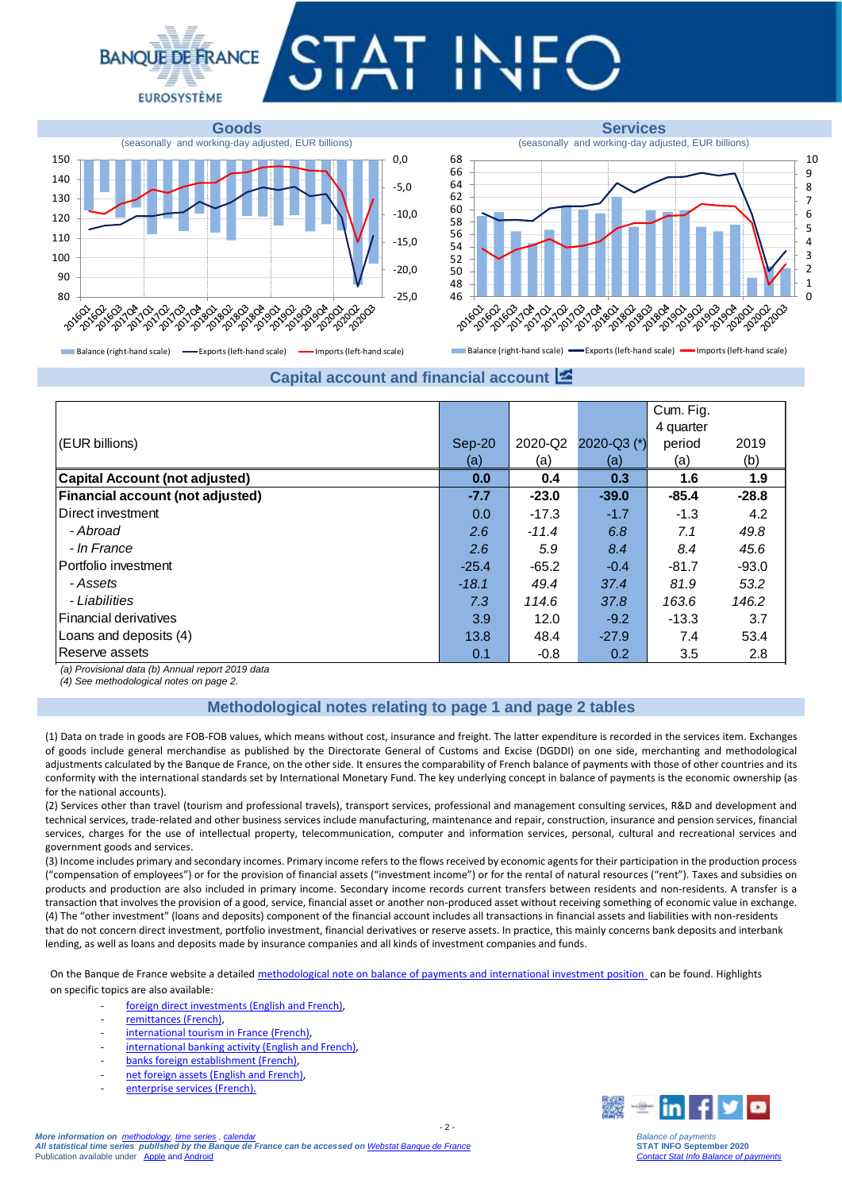## Goods

(seasonally and working-day adjusted, EUR billions)

150
140
130
120
110
100
90
80

0,0
-5,0
-10,0
-15,0
-20,0
-25,0

2016Q1 2016Q2 2016Q3 2016Q4 2017Q1 2017Q2 2017Q3 2017Q4 2018Q1 2018Q2 2018Q3 2018Q4 2019Q1 2019Q2 2019Q3 2019Q4 2020Q1 2020Q2 2020Q3

Balance (right-hand scale) Exports (left-hand scale) Imports (left-hand scale)

## Services

(seasonally and working-day adjusted, EUR billions)

68
66
64
62
60
58
56
54
52
50
48
46

10
9
8
7
6
5
4
3
2
1
0

2016Q1 2016Q2 2016Q3 2016Q4 2017Q1 2017Q2 2017Q3 2017Q4 2018Q1 2018Q2 2018Q3 2018Q4 2019Q1 2019Q2 2019Q3 2019Q4 2020Q1 2020Q2 2020Q3

Balance (right-hand scale) Exports (left-hand scale) Imports (left-hand scale)

## Capital account and financial account

| (EUR billions) | Sep-20 (a) | 2020-Q2 (a) | 2020-Q3 (*) (a) | Cum. Fig. 4 quarter period (a) | 2019 (b) |
|---|---|---|---|---|---|
| **Capital Account (not adjusted)** | **0.0** | **0.4** | **0.3** | **1.6** | **1.9** |
| **Financial account (not adjusted)** | **-7.7** | **-23.0** | **-39.0** | **-85.4** | **-28.8** |
| Direct investment | 0.0 | -17.3 | -1.7 | -1.3 | 4.2 |
| *- Abroad* | *2.6* | *-11.4* | *6.8* | *7.1* | *49.8* |
| *- In France* | *2.6* | *5.9* | *8.4* | *8.4* | *45.6* |
| Portfolio investment | -25.4 | -65.2 | -0.4 | -81.7 | -93.0 |
| *- Assets* | *-18.1* | *49.4* | *37.4* | *81.9* | *53.2* |
| *- Liabilities* | *7.3* | *114.6* | *37.8* | *163.6* | *146.2* |
| Financial derivatives | 3.9 | 12.0 | -9.2 | -13.3 | 3.7 |
| Loans and deposits (4) | 13.8 | 48.4 | -27.9 | 7.4 | 53.4 |
| Reserve assets | 0.1 | -0.8 | 0.2 | 3.5 | 2.8 |

*(a) Provisional data (b) Annual report 2019 data*
*(4) See methodological notes on page 2.*

## Methodological notes relating to page 1 and page 2 tables

(1) Data on trade in goods are FOB-FOB values, which means without cost, insurance and freight. The latter expenditure is recorded in the services item. Exchanges of goods include general merchandise as published by the Directorate General of Customs and Excise (DGDDI) on one side, merchanting and methodological adjustments calculated by the Banque de France, on the other side. It ensures the comparability of French balance of payments with those of other countries and its conformity with the international standards set by International Monetary Fund. The key underlying concept in balance of payments is the economic ownership (as for the national accounts).

(2) Services other than travel (tourism and professional travels), transport services, professional and management consulting services, R&D and development and technical services, trade-related and other business services include manufacturing, maintenance and repair, construction, insurance and pension services, financial services, charges for the use of intellectual property, telecommunication, computer and information services, personal, cultural and recreational services and government goods and services.

(3) Income includes primary and secondary incomes. Primary income refers to the flows received by economic agents for their participation in the production process ("compensation of employees") or for the provision of financial assets ("investment income") or for the rental of natural resources ("rent"). Taxes and subsidies on products and production are also included in primary income. Secondary income records current transfers between residents and non-residents. A transfer is a transaction that involves the provision of a good, service, financial asset or another non-produced asset without receiving something of economic value in exchange.

(4) The "other investment" (loans and deposits) component of the financial account includes all transactions in financial assets and liabilities with non-residents that do not concern direct investment, portfolio investment, financial derivatives or reserve assets. In practice, this mainly concerns bank deposits and interbank lending, as well as loans and deposits made by insurance companies and all kinds of investment companies and funds.

On the Banque de France website a detailed methodological note on balance of payments and international investment position can be found. Highlights on specific topics are also available:

- foreign direct investments (English and French),
- remittances (French),
- international tourism in France (French),
- international banking activity (English and French),
- banks foreign establishment (French),
- net foreign assets (English and French),
- enterprise services (French).

*More information on methodology, time series , calendar*
***All statistical time series published by the Banque de France can be accessed on Webstat Banque de France***
Publication available under Apple and Android

*Balance of payments*
**STAT INFO September 2020**
*Contact Stat Info Balance of payments*